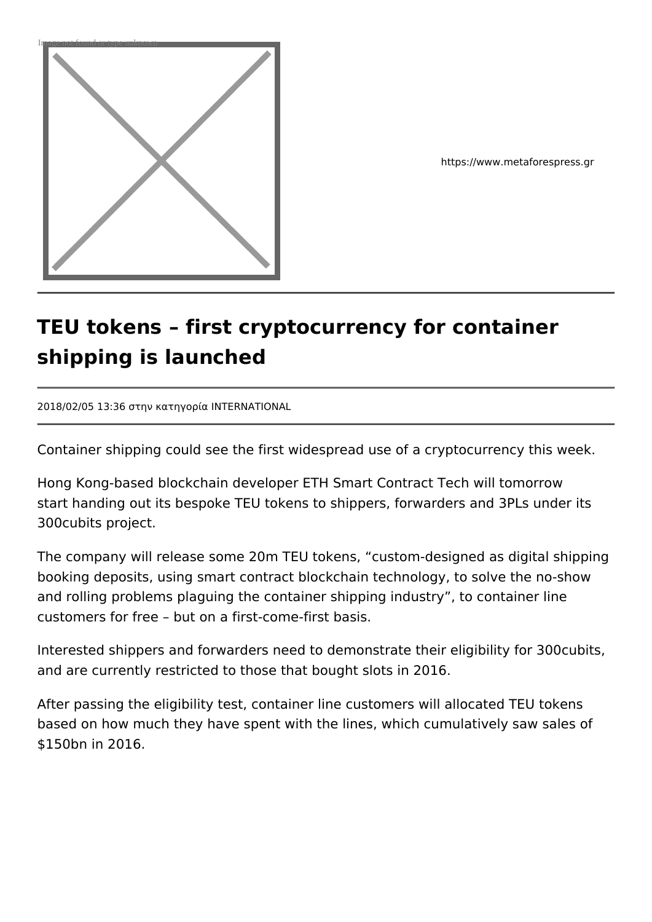https://www.metaforespress.gr

# TEU tokens – first cryptocurrency for container shipping is launched

2018/02/05 13:36 στην κατηγορία INTERNATIONAL

Container shipping could see the first widespread use of a cryptocurrency this week.

Hong Kong-based blockchain developer ETH Smart Contract Tech will tomorrow start handing out its bespoke TEU tokens to shippers, forwarders and 3PLs under its 300cubits project.

The company will release some 20m TEU tokens, "custom-designed as digital shipping booking deposits, using smart contract blockchain technology, to solve the no-show and rolling problems plaguing the container shipping industry", to container line customers for free – but on a first-come-first basis.

Interested shippers and forwarders need to demonstrate their eligibility for 300cubits, and are currently restricted to those that bought slots in 2016.

After passing the eligibility test, container line customers will allocated TEU tokens based on how much they have spent with the lines, which cumulatively saw sales of $150bn in 2016.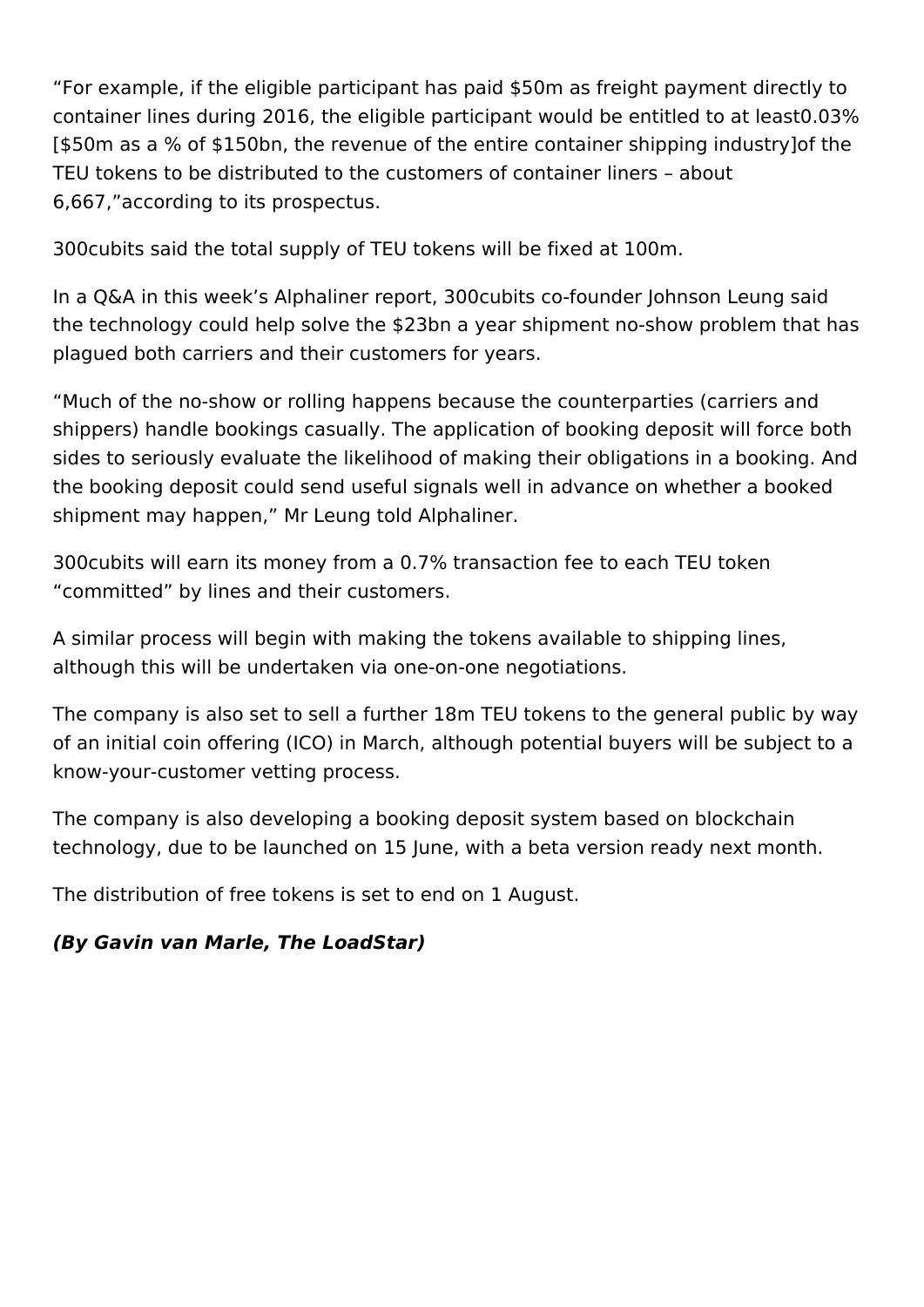"For example, if the eligible participant has paid $50m as freight payment directly to container lines during 2016, the eligible participant would be entitled to at least0.03% [$50m as a % of $150bn, the revenue of the entire container shipping industry]of the TEU tokens to be distributed to the customers of container liners – about 6,667,"according to its prospectus.

300cubits said the total supply of TEU tokens will be fixed at 100m.

In a Q&A in this week's Alphaliner report, 300cubits co-founder Johnson Leung said the technology could help solve the $23bn a year shipment no-show problem that has plagued both carriers and their customers for years.

"Much of the no-show or rolling happens because the counterparties (carriers and shippers) handle bookings casually. The application of booking deposit will force both sides to seriously evaluate the likelihood of making their obligations in a booking. And the booking deposit could send useful signals well in advance on whether a booked shipment may happen," Mr Leung told Alphaliner.

300cubits will earn its money from a 0.7% transaction fee to each TEU token "committed" by lines and their customers.

A similar process will begin with making the tokens available to shipping lines, although this will be undertaken via one-on-one negotiations.

The company is also set to sell a further 18m TEU tokens to the general public by way of an initial coin offering (ICO) in March, although potential buyers will be subject to a know-your-customer vetting process.

The company is also developing a booking deposit system based on blockchain technology, due to be launched on 15 June, with a beta version ready next month.

The distribution of free tokens is set to end on 1 August.

***(By Gavin van Marle, The LoadStar)***